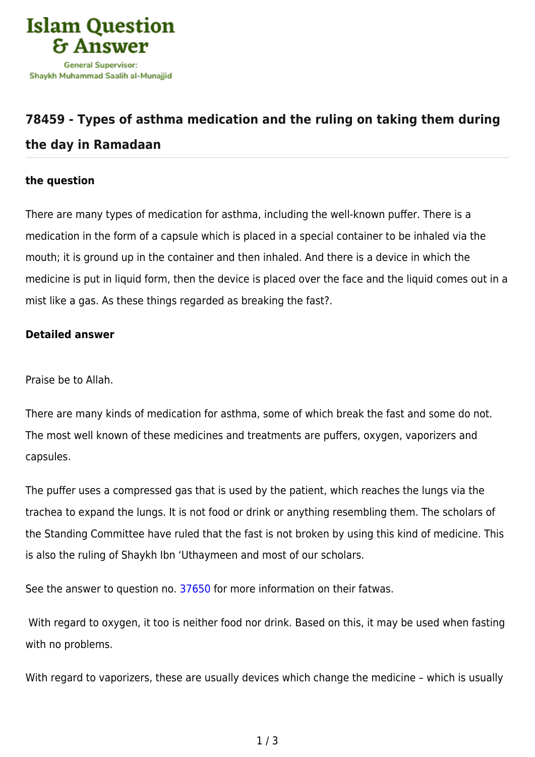# 78459 - Types of asthma medication and the ruling on taking them during the day in Ramadaan

**the question**

There are many types of medication for asthma, including the well-known puffer. There is a medication in the form of a capsule which is placed in a special container to be inhaled via the mouth; it is ground up in the container and then inhaled. And there is a device in which the medicine is put in liquid form, then the device is placed over the face and the liquid comes out in a mist like a gas. As these things regarded as breaking the fast?.

**Detailed answer**

Praise be to Allah.

There are many kinds of medication for asthma, some of which break the fast and some do not. The most well known of these medicines and treatments are puffers, oxygen, vaporizers and capsules.

The puffer uses a compressed gas that is used by the patient, which reaches the lungs via the trachea to expand the lungs. It is not food or drink or anything resembling them. The scholars of the Standing Committee have ruled that the fast is not broken by using this kind of medicine. This is also the ruling of Shaykh Ibn 'Uthaymeen and most of our scholars.

See the answer to question no. 37650 for more information on their fatwas.

With regard to oxygen, it too is neither food nor drink. Based on this, it may be used when fasting with no problems.

With regard to vaporizers, these are usually devices which change the medicine – which is usually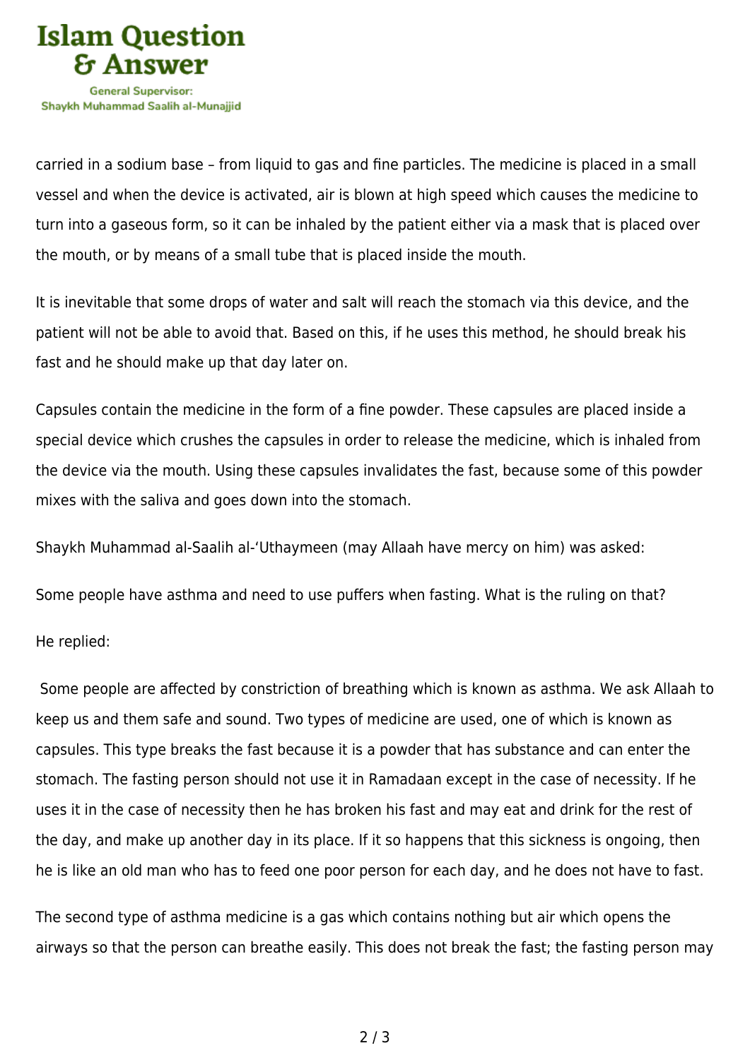carried in a sodium base – from liquid to gas and fine particles. The medicine is placed in a small vessel and when the device is activated, air is blown at high speed which causes the medicine to turn into a gaseous form, so it can be inhaled by the patient either via a mask that is placed over the mouth, or by means of a small tube that is placed inside the mouth.

It is inevitable that some drops of water and salt will reach the stomach via this device, and the patient will not be able to avoid that. Based on this, if he uses this method, he should break his fast and he should make up that day later on.

Capsules contain the medicine in the form of a fine powder. These capsules are placed inside a special device which crushes the capsules in order to release the medicine, which is inhaled from the device via the mouth. Using these capsules invalidates the fast, because some of this powder mixes with the saliva and goes down into the stomach.

Shaykh Muhammad al-Saalih al-'Uthaymeen (may Allaah have mercy on him) was asked:

Some people have asthma and need to use puffers when fasting. What is the ruling on that?

He replied:

Some people are affected by constriction of breathing which is known as asthma. We ask Allaah to keep us and them safe and sound. Two types of medicine are used, one of which is known as capsules. This type breaks the fast because it is a powder that has substance and can enter the stomach. The fasting person should not use it in Ramadaan except in the case of necessity. If he uses it in the case of necessity then he has broken his fast and may eat and drink for the rest of the day, and make up another day in its place. If it so happens that this sickness is ongoing, then he is like an old man who has to feed one poor person for each day, and he does not have to fast.

The second type of asthma medicine is a gas which contains nothing but air which opens the airways so that the person can breathe easily. This does not break the fast; the fasting person may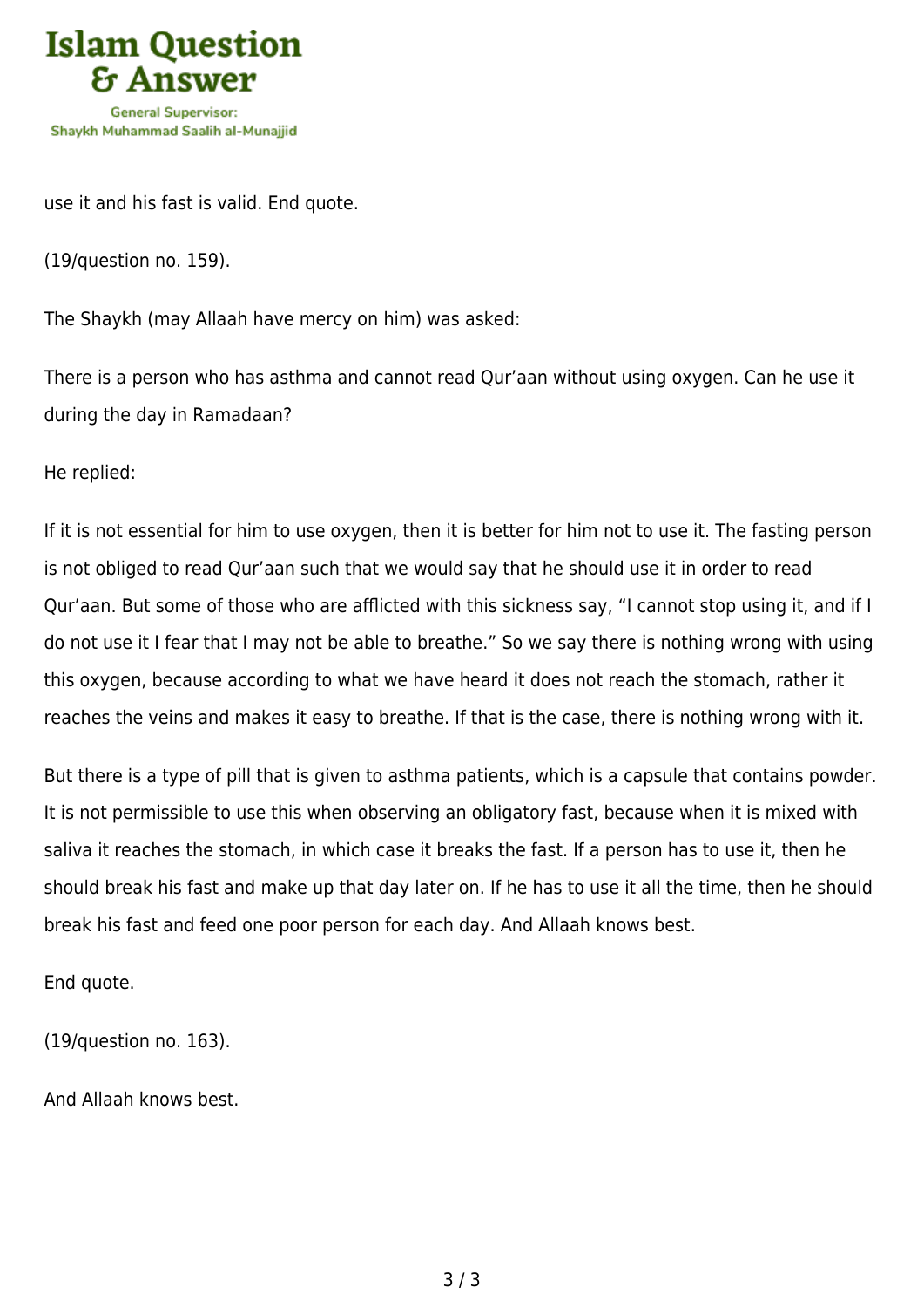use it and his fast is valid. End quote.

(19/question no. 159).

The Shaykh (may Allaah have mercy on him) was asked:

There is a person who has asthma and cannot read Qur'aan without using oxygen. Can he use it during the day in Ramadaan?

He replied:

If it is not essential for him to use oxygen, then it is better for him not to use it. The fasting person is not obliged to read Qur'aan such that we would say that he should use it in order to read Qur'aan. But some of those who are afflicted with this sickness say, "I cannot stop using it, and if I do not use it I fear that I may not be able to breathe." So we say there is nothing wrong with using this oxygen, because according to what we have heard it does not reach the stomach, rather it reaches the veins and makes it easy to breathe. If that is the case, there is nothing wrong with it.

But there is a type of pill that is given to asthma patients, which is a capsule that contains powder. It is not permissible to use this when observing an obligatory fast, because when it is mixed with saliva it reaches the stomach, in which case it breaks the fast. If a person has to use it, then he should break his fast and make up that day later on. If he has to use it all the time, then he should break his fast and feed one poor person for each day. And Allaah knows best.

End quote.

(19/question no. 163).

And Allaah knows best.